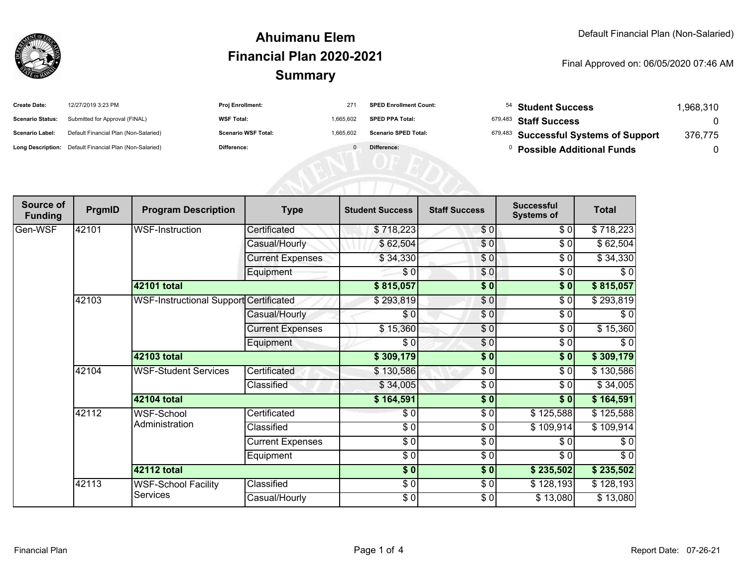# Ahuimanu Elem
# Financial Plan 2020-2021
# Summary

Default Financial Plan (Non-Salaried)

Final Approved on: 06/05/2020 07:46 AM

| | | | | | | | |
|---|---|---|---|---|---|---|---|
| **Create Date:** | 12/27/2019 3:23 PM | **Proj Enrollment:** | 271 | **SPED Enrollment Count:** | 54 | **Student Success** | 1,968,310 |
| **Scenario Status:** | Submitted for Approval (FINAL) | **WSF Total:** | 1,665,602 | **SPED PPA Total:** | 679,483 | **Staff Success** | 0 |
| **Scenario Label:** | Default Financial Plan (Non-Salaried) | **Scenario WSF Total:** | 1,665,602 | **Scenario SPED Total:** | 679,483 | **Successful Systems of Support** | 376,775 |
| **Long Description:** | Default Financial Plan (Non-Salaried) | **Difference:** | 0 | **Difference:** | 0 | **Possible Additional Funds** | 0 |

| Source of Funding | PrgmID | Program Description | Type | Student Success | Staff Success | Successful Systems of | Total |
|---|---|---|---|---|---|---|---|
| Gen-WSF | 42101 | WSF-Instruction | Certificated | $ 718,223 | $ 0 | $ 0 | $ 718,223 |
| | | | Casual/Hourly | $ 62,504 | $ 0 | $ 0 | $ 62,504 |
| | | | Current Expenses | $ 34,330 | $ 0 | $ 0 | $ 34,330 |
| | | | Equipment | $ 0 | $ 0 | $ 0 | $ 0 |
| | | **42101 total** | | **$ 815,057** | **$ 0** | **$ 0** | **$ 815,057** |
| | 42103 | WSF-Instructional Support | Certificated | $ 293,819 | $ 0 | $ 0 | $ 293,819 |
| | | | Casual/Hourly | $ 0 | $ 0 | $ 0 | $ 0 |
| | | | Current Expenses | $ 15,360 | $ 0 | $ 0 | $ 15,360 |
| | | | Equipment | $ 0 | $ 0 | $ 0 | $ 0 |
| | | **42103 total** | | **$ 309,179** | **$ 0** | **$ 0** | **$ 309,179** |
| | 42104 | WSF-Student Services | Certificated | $ 130,586 | $ 0 | $ 0 | $ 130,586 |
| | | | Classified | $ 34,005 | $ 0 | $ 0 | $ 34,005 |
| | | **42104 total** | | **$ 164,591** | **$ 0** | **$ 0** | **$ 164,591** |
| | 42112 | WSF-School Administration | Certificated | $ 0 | $ 0 | $ 125,588 | $ 125,588 |
| | | | Classified | $ 0 | $ 0 | $ 109,914 | $ 109,914 |
| | | | Current Expenses | $ 0 | $ 0 | $ 0 | $ 0 |
| | | | Equipment | $ 0 | $ 0 | $ 0 | $ 0 |
| | | **42112 total** | | **$ 0** | **$ 0** | **$ 235,502** | **$ 235,502** |
| | 42113 | WSF-School Facility Services | Classified | $ 0 | $ 0 | $ 128,193 | $ 128,193 |
| | | | Casual/Hourly | $ 0 | $ 0 | $ 13,080 | $ 13,080 |

Financial Plan

Report Date: 07-26-21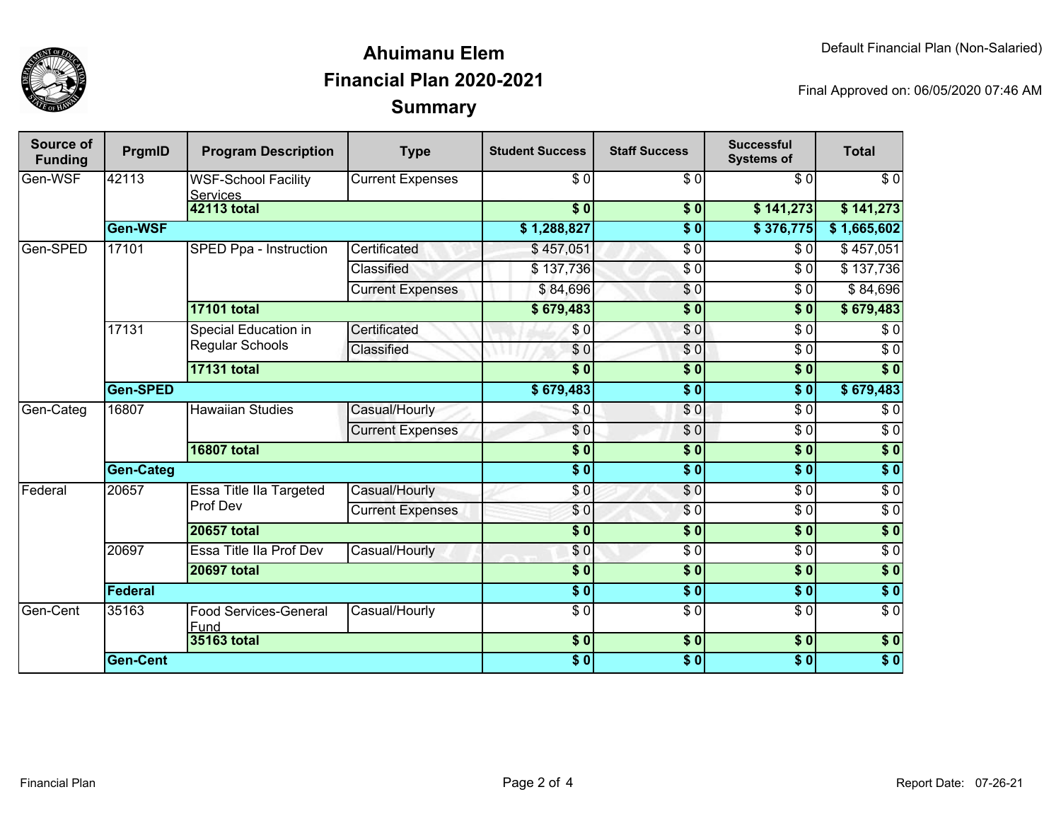# Ahuimanu Elem
## Financial Plan 2020-2021
## Summary

Default Financial Plan (Non-Salaried)

Final Approved on: 06/05/2020 07:46 AM

| Source of Funding | PrgmID | Program Description | Type | Student Success | Staff Success | Successful Systems of | Total |
|---|---|---|---|---|---|---|---|
| Gen-WSF | 42113 | WSF-School Facility Services | Current Expenses | $ 0 | $ 0 | $ 0 | $ 0 |
| | | **42113 total** | | **$ 0** | **$ 0** | **$ 141,273** | **$ 141,273** |
| | **Gen-WSF** | | | **$ 1,288,827** | **$ 0** | **$ 376,775** | **$ 1,665,602** |
| Gen-SPED | 17101 | SPED Ppa - Instruction | Certificated | $ 457,051 | $ 0 | $ 0 | $ 457,051 |
| | | | Classified | $ 137,736 | $ 0 | $ 0 | $ 137,736 |
| | | | Current Expenses | $ 84,696 | $ 0 | $ 0 | $ 84,696 |
| | | **17101 total** | | **$ 679,483** | **$ 0** | **$ 0** | **$ 679,483** |
| | 17131 | Special Education in Regular Schools | Certificated | $ 0 | $ 0 | $ 0 | $ 0 |
| | | | Classified | $ 0 | $ 0 | $ 0 | $ 0 |
| | | **17131 total** | | **$ 0** | **$ 0** | **$ 0** | **$ 0** |
| | **Gen-SPED** | | | **$ 679,483** | **$ 0** | **$ 0** | **$ 679,483** |
| Gen-Categ | 16807 | Hawaiian Studies | Casual/Hourly | $ 0 | $ 0 | $ 0 | $ 0 |
| | | | Current Expenses | $ 0 | $ 0 | $ 0 | $ 0 |
| | | **16807 total** | | **$ 0** | **$ 0** | **$ 0** | **$ 0** |
| | **Gen-Categ** | | | **$ 0** | **$ 0** | **$ 0** | **$ 0** |
| Federal | 20657 | Essa Title IIa Targeted Prof Dev | Casual/Hourly | $ 0 | $ 0 | $ 0 | $ 0 |
| | | | Current Expenses | $ 0 | $ 0 | $ 0 | $ 0 |
| | | **20657 total** | | **$ 0** | **$ 0** | **$ 0** | **$ 0** |
| | 20697 | Essa Title IIa Prof Dev | Casual/Hourly | $ 0 | $ 0 | $ 0 | $ 0 |
| | | **20697 total** | | **$ 0** | **$ 0** | **$ 0** | **$ 0** |
| | **Federal** | | | **$ 0** | **$ 0** | **$ 0** | **$ 0** |
| Gen-Cent | 35163 | Food Services-General Fund | Casual/Hourly | $ 0 | $ 0 | $ 0 | $ 0 |
| | | **35163 total** | | **$ 0** | **$ 0** | **$ 0** | **$ 0** |
| | **Gen-Cent** | | | **$ 0** | **$ 0** | **$ 0** | **$ 0** |

Report Date: 07-26-21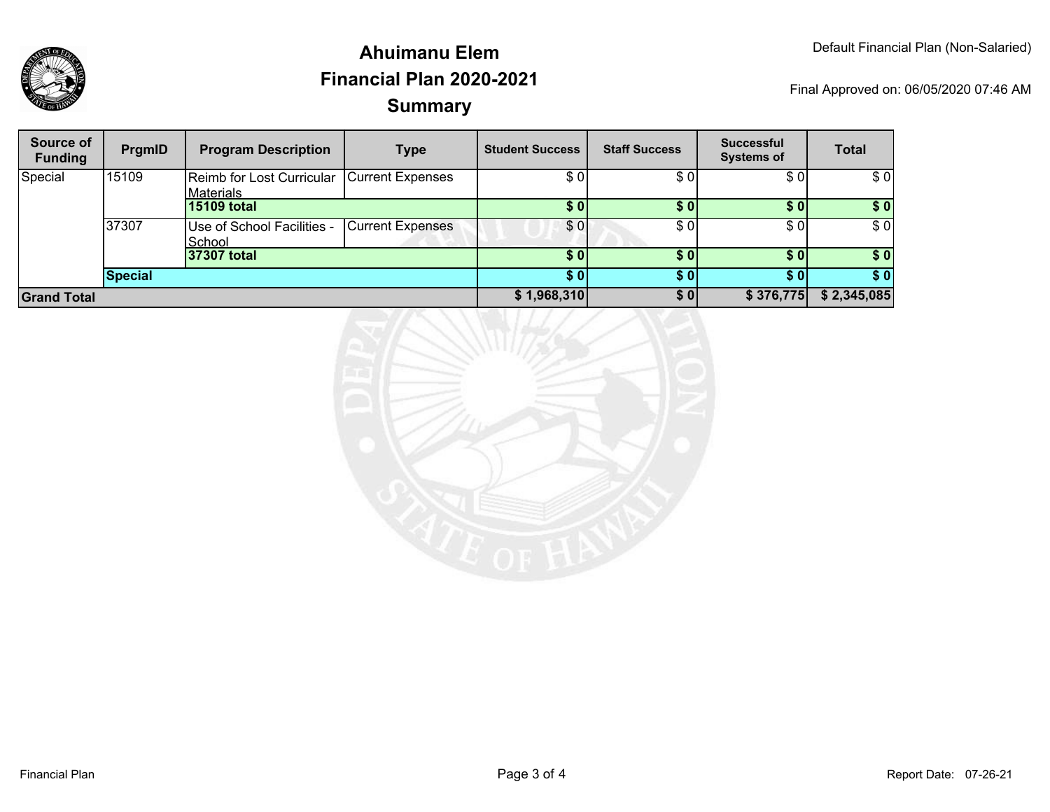# Ahuimanu Elem
## Financial Plan 2020-2021
## Summary

Default Financial Plan (Non-Salaried)

Final Approved on: 06/05/2020 07:46 AM

| Source of Funding | PrgmID | Program Description | Type | Student Success | Staff Success | Successful Systems of | Total |
|---|---|---|---|---|---|---|---|
| Special | 15109 | Reimb for Lost Curricular Materials | Current Expenses | $ 0 | $ 0 | $ 0 | $ 0 |
| | | **15109 total** | | **$ 0** | **$ 0** | **$ 0** | **$ 0** |
| | 37307 | Use of School Facilities - School | Current Expenses | $ 0 | $ 0 | $ 0 | $ 0 |
| | | **37307 total** | | **$ 0** | **$ 0** | **$ 0** | **$ 0** |
| | **Special** | | | **$ 0** | **$ 0** | **$ 0** | **$ 0** |
| **Grand Total** | | | | **$ 1,968,310** | **$ 0** | **$ 376,775** | **$ 2,345,085** |

Financial Plan

Report Date: 07-26-21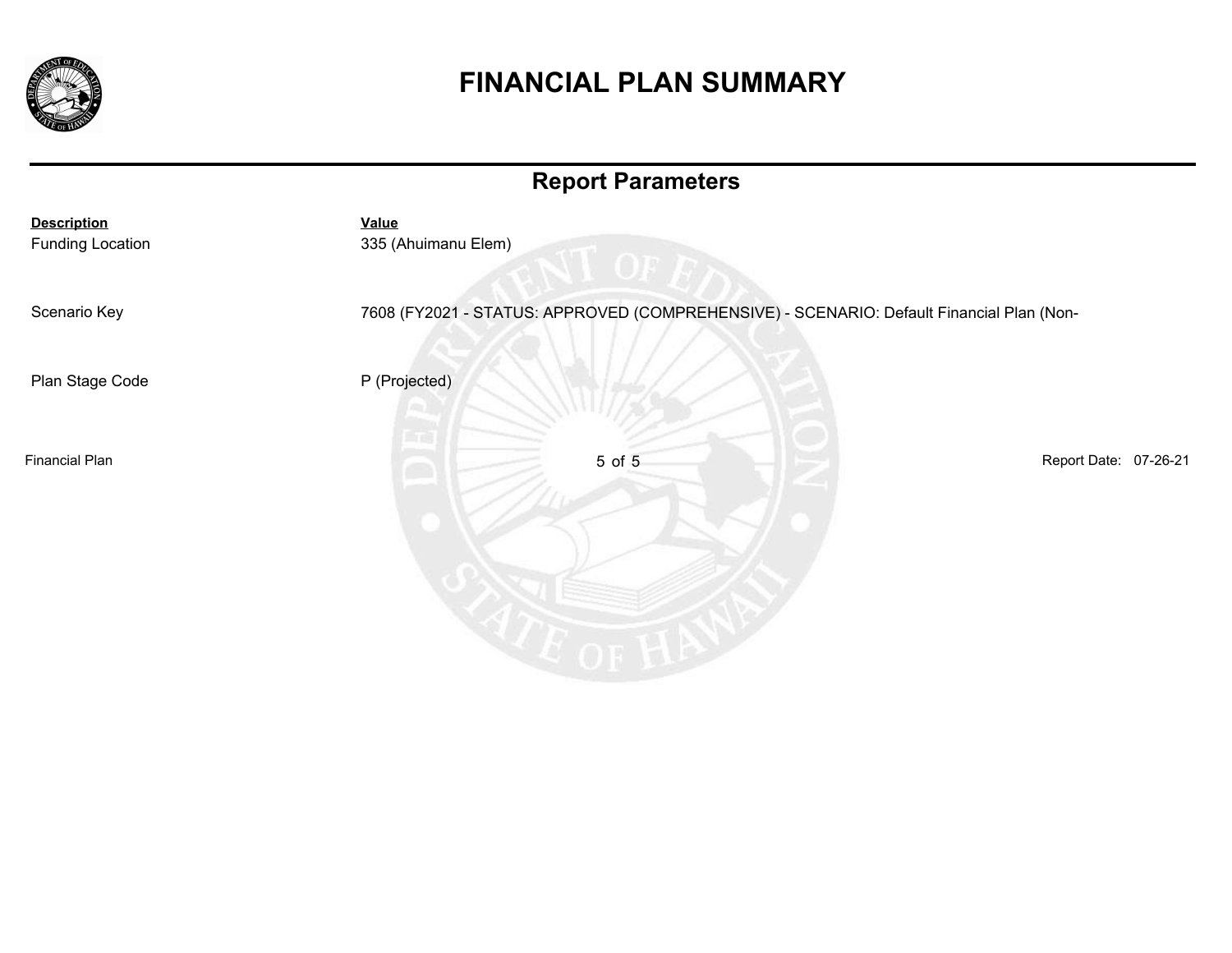# FINANCIAL PLAN SUMMARY

## Report Parameters

| Description | Value |
|---|---|
| Funding Location | 335 (Ahuimanu Elem) |
| Scenario Key | 7608 (FY2021 - STATUS: APPROVED (COMPREHENSIVE) - SCENARIO: Default Financial Plan (Non- |
| Plan Stage Code | P (Projected) |

Financial Plan

Report Date: 07-26-21